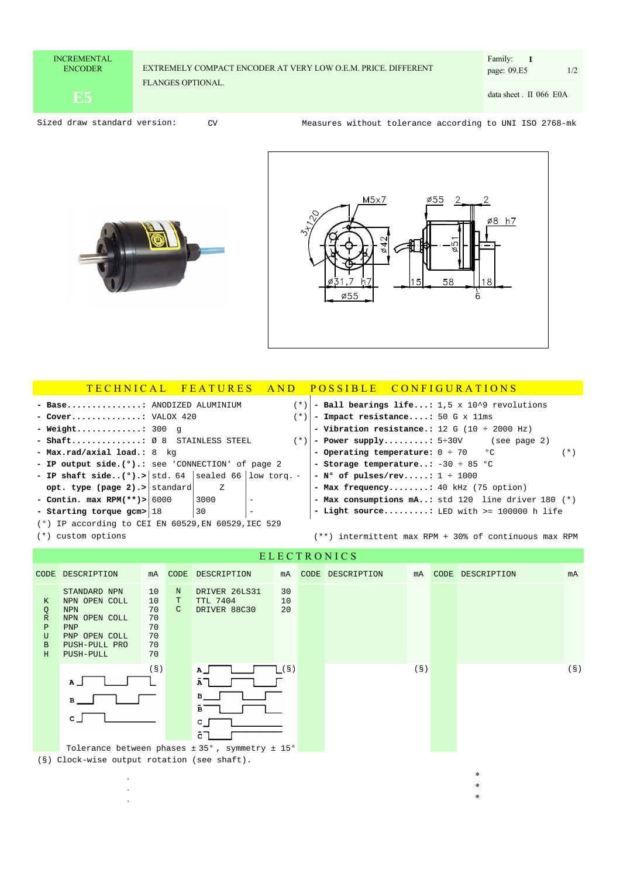| INCREMENTAL ENCODER **E5** | EXTREMELY COMPACT ENCODER AT VERY LOW O.E.M. PRICE. DIFFERENT FLANGES OPTIONAL. | Family: **I** page: 09.E5 1/2 data sheet . II 066 E0A |
|---|---|---|

Sized draw standard version: CV

Measures without tolerance according to UNI ISO 2768-mk

M5x7, 3x120, ø42, ø31,7 h7, ø55, ø55, 2, 2, ø8 h7, ø51, 15, 58, 18, 6

## TECHNICAL FEATURES AND POSSIBLE CONFIGURATIONS

- **Base...............:** ANODIZED ALUMINIUM (*)
- **Cover..............:** VALOX 420 (*)
- **Weight.............:** 300 g
- **Shaft..............:** Ø 8 STAINLESS STEEL (*)
- **Max.rad/axial load.:** 8 kg
- **IP output side.(°).:** see 'CONNECTION' of page 2

| | | | |
|---|---|---|---|
| **- IP shaft side..(°).>** | std. 64 | sealed 66 | low torq. - |
| **opt. type (page 2).>** | standard | Z | |
| **- Contin. max RPM(**)>** | 6000 | 3000 | - |
| **- Starting torque gcm>** | 18 | 30 | - |

(°) IP according to CEI EN 60529,EN 60529,IEC 529

(*) custom options

- **Ball bearings life...:** 1,5 x 10^9 revolutions
- **Impact resistance....:** 50 G x 11ms
- **Vibration resistance.:** 12 G (10 ÷ 2000 Hz)
- **Power supply.........:** 5÷30V (see page 2)
- **Operating temperature:** 0 ÷ 70 °C (*)
- **Storage temperature..:** -30 ÷ 85 °C
- **N° of pulses/rev.....:** 1 ÷ 1000
- **Max frequency........:** 40 kHz (75 option)
- **Max consumptions mA..:** std 120 line driver 180 (*)
- **Light source.........:** LED with >= 100000 h life

(**) intermittent max RPM + 30% of continuous max RPM

## ELECTRONICS

| CODE | DESCRIPTION | mA | CODE | DESCRIPTION | mA | CODE | DESCRIPTION | mA | CODE | DESCRIPTION | mA |
|---|---|---|---|---|---|---|---|---|---|---|---|
| | STANDARD NPN | 10 | N | DRIVER 26LS31 | 30 | | | | | | |
| K | NPN OPEN COLL | 10 | T | TTL 7404 | 10 | | | | | | |
| Q | NPN | 70 | C | DRIVER 88C30 | 20 | | | | | | |
| R | NPN OPEN COLL | 70 | | | | | | | | | |
| P | PNP | 70 | | | | | | | | | |
| U | PNP OPEN COLL | 70 | | | | | | | | | |
| B | PUSH-PULL PRO | 70 | | | | | | | | | |
| H | PUSH-PULL | 70 | | | | | | | | | |
| | A, B, C | (§) | | A, Ā, B, B̄, C, C̄ | (§) | | | (§) | | | (§) |

Tolerance between phases ± 35°, symmetry ± 15°

(§) Clock-wise output rotation (see shaft).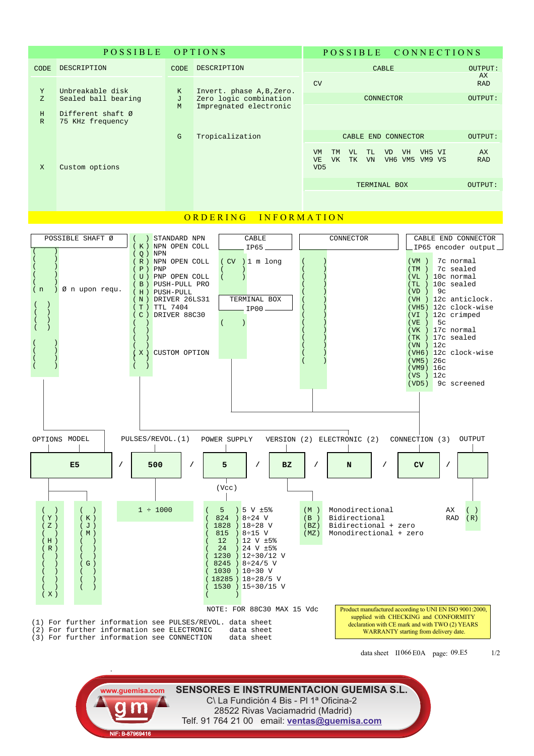## POSSIBLE OPTIONS

| CODE | DESCRIPTION | CODE | DESCRIPTION |
|---|---|---|---|
| Y | Unbreakable disk | K | Invert. phase A,B,Zero. |
| Z | Sealed ball bearing | J | Zero logic combination |
| H | Different shaft Ø | M | Impregnated electronic |
| R | 75 KHz frequency | G | Tropicalization |
| X | Custom options | | |

## POSSIBLE CONNECTIONS

| | OUTPUT: |
|---|---|
| **CABLE** | |
| CV | AX RAD |
| **CONNECTOR** | |
| **CABLE END CONNECTOR** | |
| VM TM VL TL VD VH VH5 VI VE VK TK VN VH6 VM5 VM9 VS VD5 | AX RAD |
| **TERMINAL BOX** | |

## ORDERING INFORMATION

**POSSIBLE SHAFT Ø**

( n ) Ø n upon requ.

**ELECTRONIC**

- ( ) STANDARD NPN
- ( K ) NPN OPEN COLL
- ( Q ) NPN
- ( R ) NPN OPEN COLL
- ( P ) PNP
- ( U ) PNP OPEN COLL
- ( B ) PUSH-PULL PRO
- ( H ) PUSH-PULL
- ( N ) DRIVER 26LS31
- ( T ) TTL 7404
- ( C ) DRIVER 88C30
- ( X ) CUSTOM OPTION

**CABLE IP65**

( CV ) 1 m long

**TERMINAL BOX IP00**

**CONNECTOR**

**CABLE END CONNECTOR IP65 encoder output**

- (VM ) 7c normal
- (TM ) 7c sealed
- (VL ) 10c normal
- (TL ) 10c sealed
- (VD ) 9c
- (VH ) 12c anticlock.
- (VH5) 12c clock-wise
- (VI ) 12c crimped
- (VE ) 5c
- (VK ) 17c normal
- (TK ) 17c sealed
- (VN ) 12c
- (VH6) 12c clock-wise
- (VM5) 26c
- (VM9) 16c
- (VS ) 12c
- (VD5) 9c screened

| OPTIONS | MODEL | PULSES/REVOL.(1) | POWER SUPPLY | VERSION (2) | ELECTRONIC (2) | CONNECTION (3) | OUTPUT |
|---|---|---|---|---|---|---|---|
| | E5 | / 500 | / 5 | / BZ | / N | / CV | / |

POWER SUPPLY: (Vcc)

**OPTIONS:** ( ) (Y) (Z) ( ) (H) (R) ( ) ( ) ( ) ( ) ( ) (X) — ( ) (K) (J) (M) ( ) ( ) (G) ( ) ( )

**PULSES/REVOL.:** 1 ÷ 1000

**POWER SUPPLY:**

- ( 5 ) 5 V ±5%
- ( 824 ) 8÷24 V
- ( 1828 ) 18÷28 V
- ( 815 ) 8÷15 V
- ( 12 ) 12 V ±5%
- ( 24 ) 24 V ±5%
- ( 1230 ) 12÷30/12 V
- ( 8245 ) 8÷24/5 V
- ( 1030 ) 10÷30 V
- ( 18285 ) 18÷28/5 V
- ( 1530 ) 15÷30/15 V

**VERSION:**

- (M ) Monodirectional
- (B ) Bidirectional
- (BZ) Bidirectional + zero
- (MZ) Monodirectional + zero

**OUTPUT:**

- AX ( )
- RAD (R)

NOTE: FOR 88C30 MAX 15 Vdc

(1) For further information see PULSES/REVOL. data sheet
(2) For further information see ELECTRONIC data sheet
(3) For further information see CONNECTION data sheet

Product manufactured according to UNI EN ISO 9001:2000, supplied with CHECKING and CONFORMITY declaration with CE mark and with TWO (2) YEARS WARRANTY starting from delivery date.

data sheet II066E0A page: 09.E5

www.guemisa.com

**SENSORES E INSTRUMENTACION GUEMISA S.L.**
C\ La Fundición 4 Bis - Pl 1ª Oficina-2
28522 Rivas Vaciamadrid (Madrid)
Telf. 91 764 21 00 email: ventas@guemisa.com

NIF: B-87969416